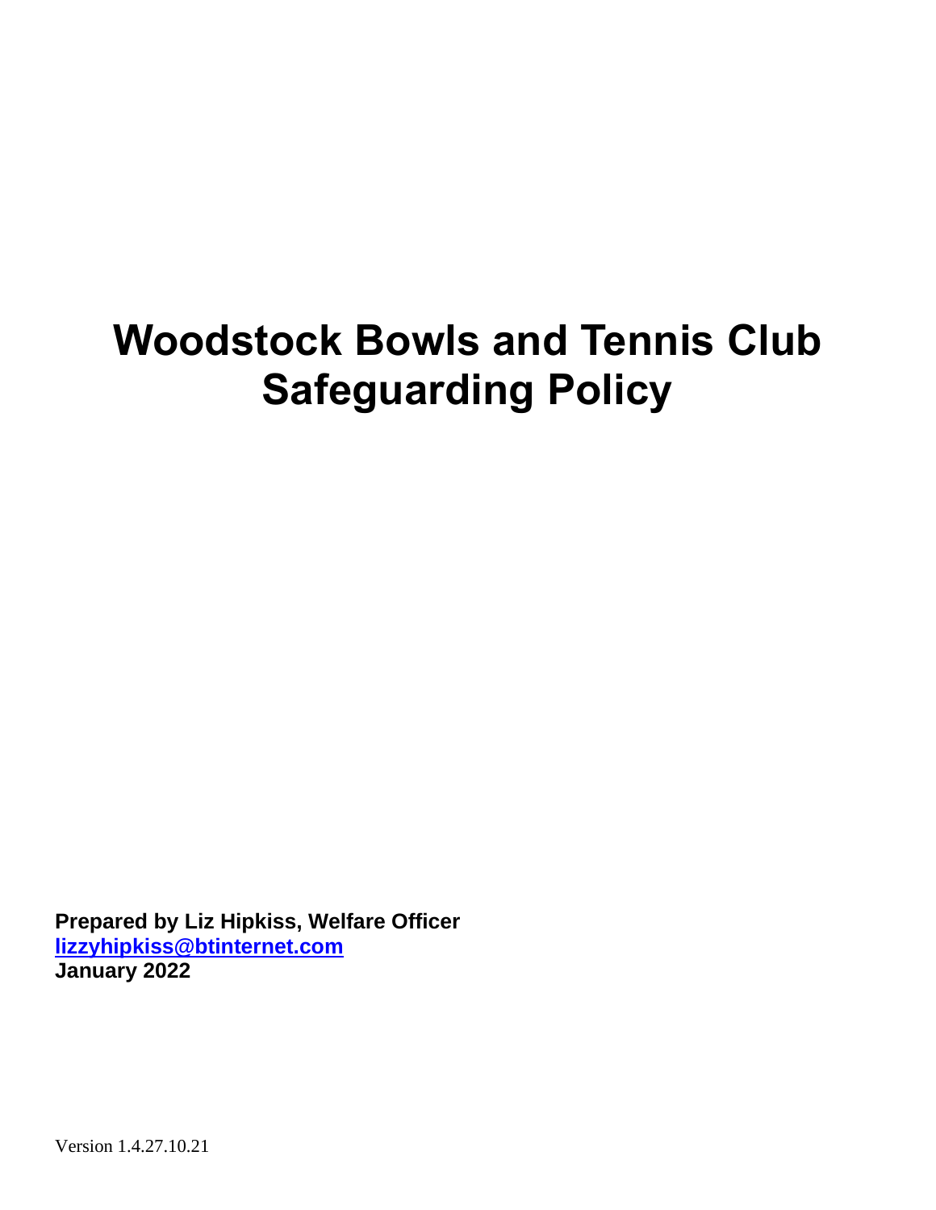# Woodstock Bowls and Tennis Club Safeguarding Policy

**Prepared by Liz Hipkiss, Welfare Officer**
**[lizzyhipkiss@btinternet.com](mailto:lizzyhipkiss@btinternet.com)**
**January 2022**

Version 1.4.27.10.21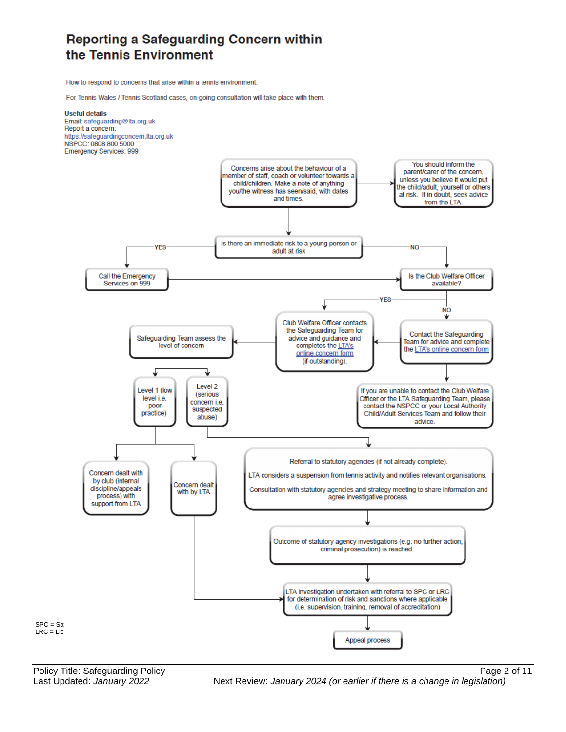# Reporting a Safeguarding Concern within the Tennis Environment

How to respond to concerns that arise within a tennis environment.

For Tennis Wales / Tennis Scotland cases, on-going consultation will take place with them.

**Useful details**
Email: safeguarding@lta.org.uk
Report a concern:
https://safeguardingconcern.lta.org.uk
NSPCC: 0808 800 5000
Emergency Services: 999

Concerns arise about the behaviour of a member of staff, coach or volunteer towards a child/children. Make a note of anything you/the witness has seen/said, with dates and times.

You should inform the parent/carer of the concern, unless you believe it would put the child/adult, yourself or others at risk. If in doubt, seek advice from the LTA.

Is there an immediate risk to a young person or adult at risk

YES

NO

Call the Emergency Services on 999

Is the Club Welfare Officer available?

YES

NO

Club Welfare Officer contacts the Safeguarding Team for advice and guidance and completes the LTA's online concern form (if outstanding).

Contact the Safeguarding Team for advice and complete the LTA's online concern form

Safeguarding Team assess the level of concern

If you are unable to contact the Club Welfare Officer or the LTA Safeguarding Team, please contact the NSPCC or your Local Authority Child/Adult Services Team and follow their advice.

Level 1 (low level i.e. poor practice)

Level 2 (serious concern i.e. suspected abuse)

Concern dealt with by club (internal discipline/appeals process) with support from LTA

Concern dealt with by LTA

Referral to statutory agencies (if not already complete).

LTA considers a suspension from tennis activity and notifies relevant organisations.

Consultation with statutory agencies and strategy meeting to share information and agree investigative process.

Outcome of statutory agency investigations (e.g. no further action, criminal prosecution) is reached.

LTA investigation undertaken with referral to SPC or LRC for determination of risk and sanctions where applicable (i.e. supervision, training, removal of accreditation)

Appeal process

SPC = Sa
LRC = Lic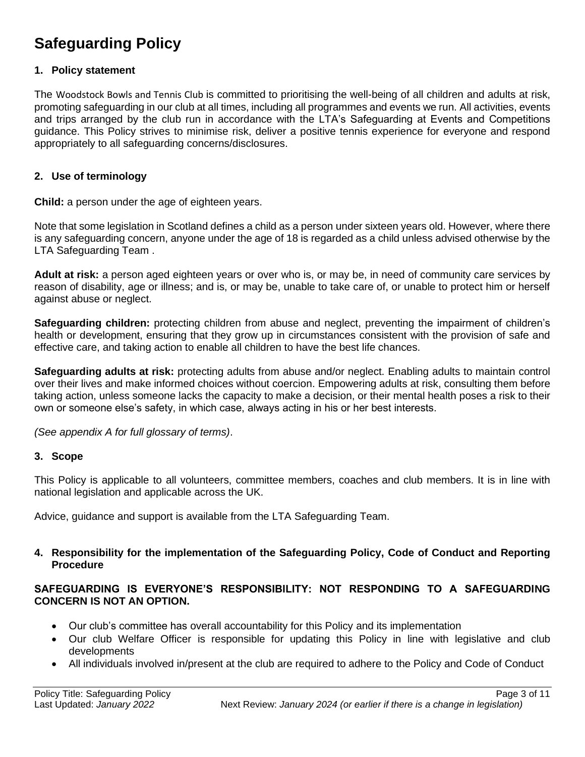# Safeguarding Policy

## 1. Policy statement

The Woodstock Bowls and Tennis Club is committed to prioritising the well-being of all children and adults at risk, promoting safeguarding in our club at all times, including all programmes and events we run. All activities, events and trips arranged by the club run in accordance with the LTA's Safeguarding at Events and Competitions guidance. This Policy strives to minimise risk, deliver a positive tennis experience for everyone and respond appropriately to all safeguarding concerns/disclosures.

## 2. Use of terminology

**Child:** a person under the age of eighteen years.

Note that some legislation in Scotland defines a child as a person under sixteen years old. However, where there is any safeguarding concern, anyone under the age of 18 is regarded as a child unless advised otherwise by the LTA Safeguarding Team .

**Adult at risk:** a person aged eighteen years or over who is, or may be, in need of community care services by reason of disability, age or illness; and is, or may be, unable to take care of, or unable to protect him or herself against abuse or neglect.

**Safeguarding children:** protecting children from abuse and neglect, preventing the impairment of children's health or development, ensuring that they grow up in circumstances consistent with the provision of safe and effective care, and taking action to enable all children to have the best life chances.

**Safeguarding adults at risk:** protecting adults from abuse and/or neglect. Enabling adults to maintain control over their lives and make informed choices without coercion. Empowering adults at risk, consulting them before taking action, unless someone lacks the capacity to make a decision, or their mental health poses a risk to their own or someone else's safety, in which case, always acting in his or her best interests.

*(See appendix A for full glossary of terms)*.

## 3. Scope

This Policy is applicable to all volunteers, committee members, coaches and club members. It is in line with national legislation and applicable across the UK.

Advice, guidance and support is available from the LTA Safeguarding Team.

## 4. Responsibility for the implementation of the Safeguarding Policy, Code of Conduct and Reporting Procedure

**SAFEGUARDING IS EVERYONE'S RESPONSIBILITY: NOT RESPONDING TO A SAFEGUARDING CONCERN IS NOT AN OPTION.**

- Our club's committee has overall accountability for this Policy and its implementation
- Our club Welfare Officer is responsible for updating this Policy in line with legislative and club developments
- All individuals involved in/present at the club are required to adhere to the Policy and Code of Conduct

Policy Title: Safeguarding Policy
Last Updated: *January 2022* Next Review: *January 2024 (or earlier if there is a change in legislation)*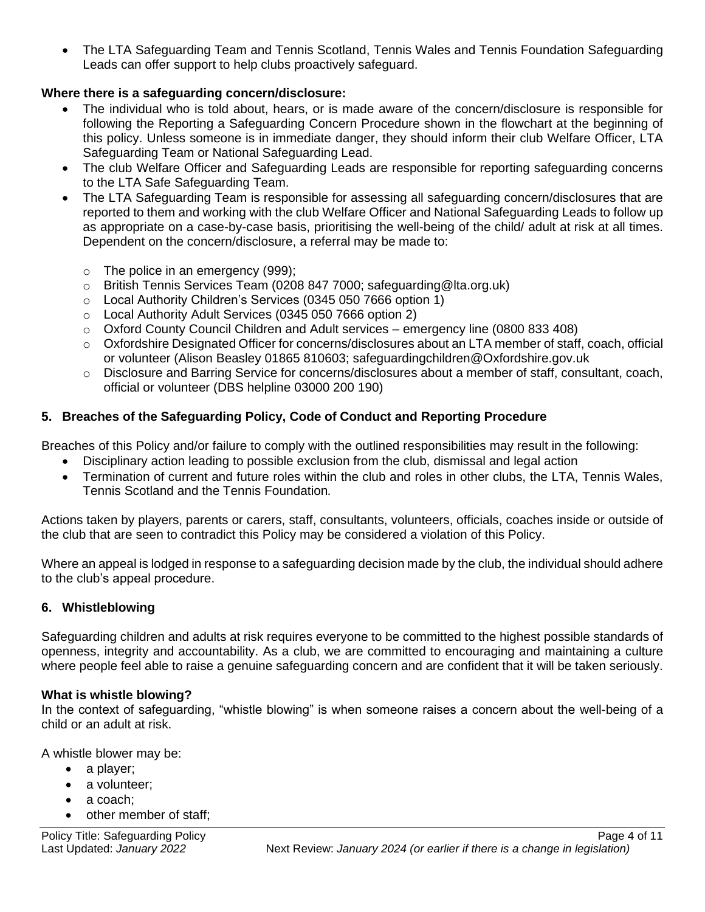- The LTA Safeguarding Team and Tennis Scotland, Tennis Wales and Tennis Foundation Safeguarding Leads can offer support to help clubs proactively safeguard.

**Where there is a safeguarding concern/disclosure:**

- The individual who is told about, hears, or is made aware of the concern/disclosure is responsible for following the Reporting a Safeguarding Concern Procedure shown in the flowchart at the beginning of this policy. Unless someone is in immediate danger, they should inform their club Welfare Officer, LTA Safeguarding Team or National Safeguarding Lead.
- The club Welfare Officer and Safeguarding Leads are responsible for reporting safeguarding concerns to the LTA Safe Safeguarding Team.
- The LTA Safeguarding Team is responsible for assessing all safeguarding concern/disclosures that are reported to them and working with the club Welfare Officer and National Safeguarding Leads to follow up as appropriate on a case-by-case basis, prioritising the well-being of the child/ adult at risk at all times. Dependent on the concern/disclosure, a referral may be made to:
  - The police in an emergency (999);
  - British Tennis Services Team (0208 847 7000; safeguarding@lta.org.uk)
  - Local Authority Children's Services (0345 050 7666 option 1)
  - Local Authority Adult Services (0345 050 7666 option 2)
  - Oxford County Council Children and Adult services – emergency line (0800 833 408)
  - Oxfordshire Designated Officer for concerns/disclosures about an LTA member of staff, coach, official or volunteer (Alison Beasley 01865 810603; safeguardingchildren@Oxfordshire.gov.uk
  - Disclosure and Barring Service for concerns/disclosures about a member of staff, consultant, coach, official or volunteer (DBS helpline 03000 200 190)

## 5. Breaches of the Safeguarding Policy, Code of Conduct and Reporting Procedure

Breaches of this Policy and/or failure to comply with the outlined responsibilities may result in the following:

- Disciplinary action leading to possible exclusion from the club, dismissal and legal action
- Termination of current and future roles within the club and roles in other clubs, the LTA, Tennis Wales, Tennis Scotland and the Tennis Foundation*.*

Actions taken by players, parents or carers, staff, consultants, volunteers, officials, coaches inside or outside of the club that are seen to contradict this Policy may be considered a violation of this Policy.

Where an appeal is lodged in response to a safeguarding decision made by the club, the individual should adhere to the club's appeal procedure.

## 6. Whistleblowing

Safeguarding children and adults at risk requires everyone to be committed to the highest possible standards of openness, integrity and accountability. As a club, we are committed to encouraging and maintaining a culture where people feel able to raise a genuine safeguarding concern and are confident that it will be taken seriously.

**What is whistle blowing?**

In the context of safeguarding, "whistle blowing" is when someone raises a concern about the well-being of a child or an adult at risk.

A whistle blower may be:

- a player;
- a volunteer;
- a coach;
- other member of staff;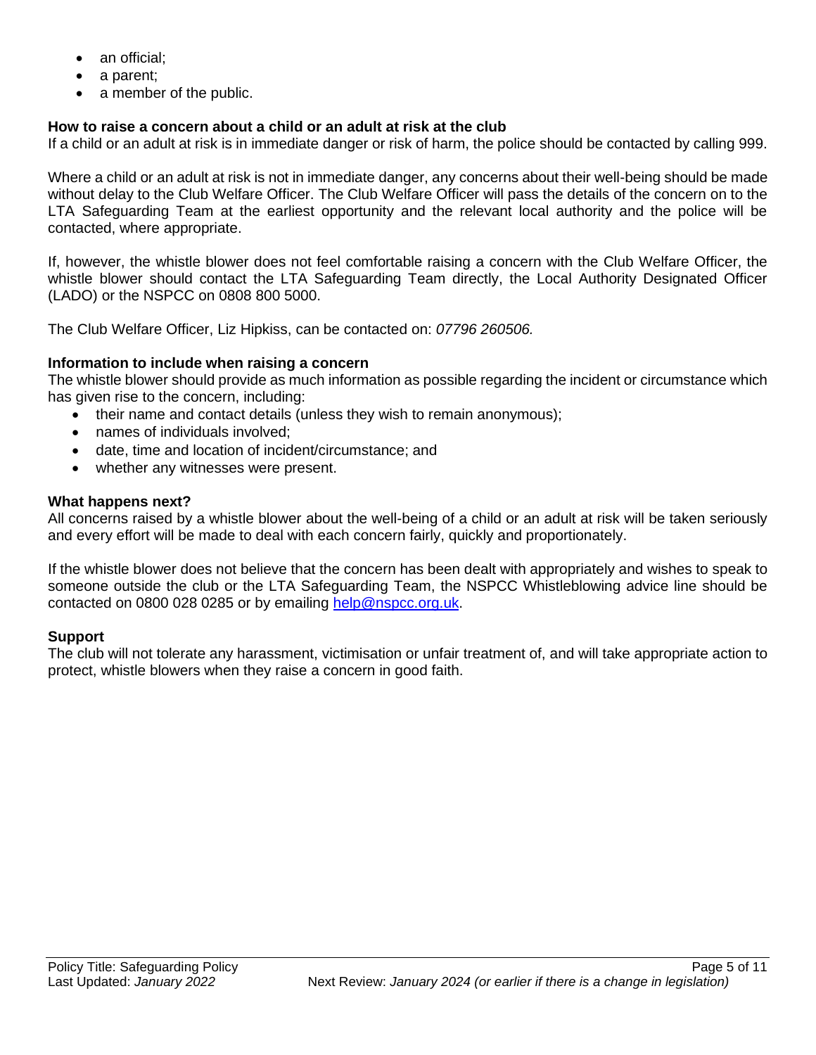- an official;
- a parent;
- a member of the public.

**How to raise a concern about a child or an adult at risk at the club**

If a child or an adult at risk is in immediate danger or risk of harm, the police should be contacted by calling 999.

Where a child or an adult at risk is not in immediate danger, any concerns about their well-being should be made without delay to the Club Welfare Officer. The Club Welfare Officer will pass the details of the concern on to the LTA Safeguarding Team at the earliest opportunity and the relevant local authority and the police will be contacted, where appropriate.

If, however, the whistle blower does not feel comfortable raising a concern with the Club Welfare Officer, the whistle blower should contact the LTA Safeguarding Team directly, the Local Authority Designated Officer (LADO) or the NSPCC on 0808 800 5000.

The Club Welfare Officer, Liz Hipkiss, can be contacted on: *07796 260506.*

**Information to include when raising a concern**

The whistle blower should provide as much information as possible regarding the incident or circumstance which has given rise to the concern, including:

- their name and contact details (unless they wish to remain anonymous);
- names of individuals involved;
- date, time and location of incident/circumstance; and
- whether any witnesses were present.

**What happens next?**

All concerns raised by a whistle blower about the well-being of a child or an adult at risk will be taken seriously and every effort will be made to deal with each concern fairly, quickly and proportionately.

If the whistle blower does not believe that the concern has been dealt with appropriately and wishes to speak to someone outside the club or the LTA Safeguarding Team, the NSPCC Whistleblowing advice line should be contacted on 0800 028 0285 or by emailing help@nspcc.org.uk.

**Support**

The club will not tolerate any harassment, victimisation or unfair treatment of, and will take appropriate action to protect, whistle blowers when they raise a concern in good faith.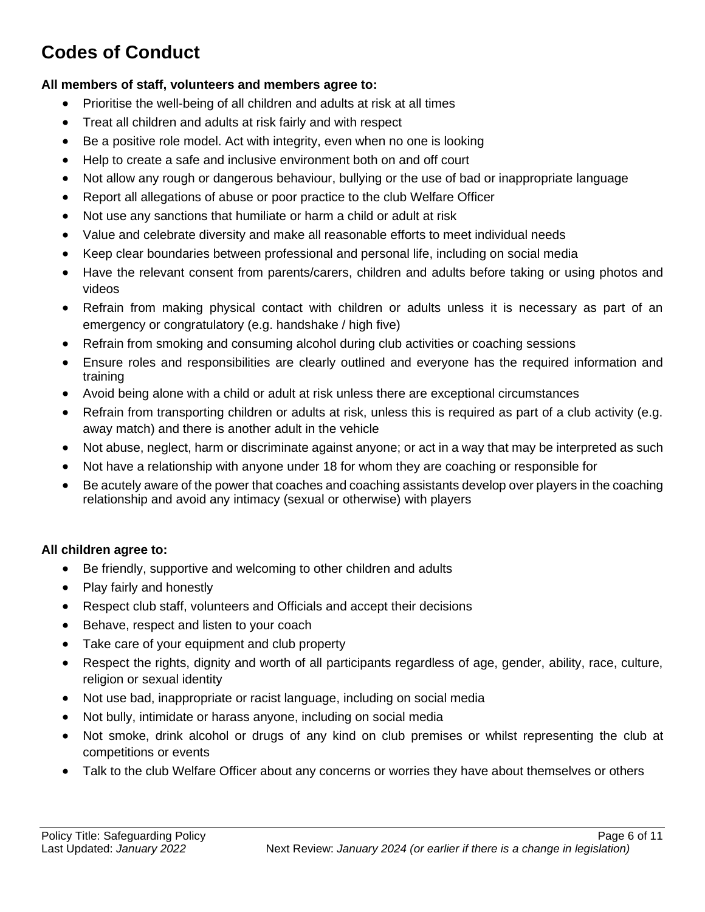# Codes of Conduct

**All members of staff, volunteers and members agree to:**

- Prioritise the well-being of all children and adults at risk at all times
- Treat all children and adults at risk fairly and with respect
- Be a positive role model. Act with integrity, even when no one is looking
- Help to create a safe and inclusive environment both on and off court
- Not allow any rough or dangerous behaviour, bullying or the use of bad or inappropriate language
- Report all allegations of abuse or poor practice to the club Welfare Officer
- Not use any sanctions that humiliate or harm a child or adult at risk
- Value and celebrate diversity and make all reasonable efforts to meet individual needs
- Keep clear boundaries between professional and personal life, including on social media
- Have the relevant consent from parents/carers, children and adults before taking or using photos and videos
- Refrain from making physical contact with children or adults unless it is necessary as part of an emergency or congratulatory (e.g. handshake / high five)
- Refrain from smoking and consuming alcohol during club activities or coaching sessions
- Ensure roles and responsibilities are clearly outlined and everyone has the required information and training
- Avoid being alone with a child or adult at risk unless there are exceptional circumstances
- Refrain from transporting children or adults at risk, unless this is required as part of a club activity (e.g. away match) and there is another adult in the vehicle
- Not abuse, neglect, harm or discriminate against anyone; or act in a way that may be interpreted as such
- Not have a relationship with anyone under 18 for whom they are coaching or responsible for
- Be acutely aware of the power that coaches and coaching assistants develop over players in the coaching relationship and avoid any intimacy (sexual or otherwise) with players

**All children agree to:**

- Be friendly, supportive and welcoming to other children and adults
- Play fairly and honestly
- Respect club staff, volunteers and Officials and accept their decisions
- Behave, respect and listen to your coach
- Take care of your equipment and club property
- Respect the rights, dignity and worth of all participants regardless of age, gender, ability, race, culture, religion or sexual identity
- Not use bad, inappropriate or racist language, including on social media
- Not bully, intimidate or harass anyone, including on social media
- Not smoke, drink alcohol or drugs of any kind on club premises or whilst representing the club at competitions or events
- Talk to the club Welfare Officer about any concerns or worries they have about themselves or others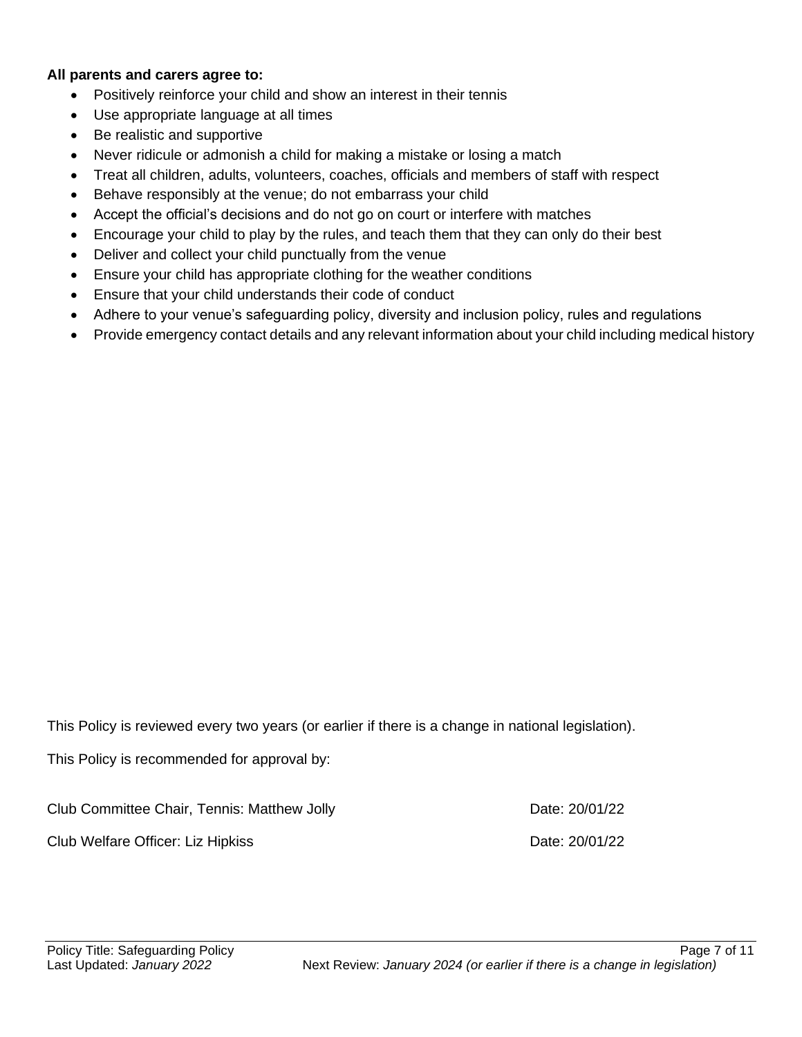**All parents and carers agree to:**

- Positively reinforce your child and show an interest in their tennis
- Use appropriate language at all times
- Be realistic and supportive
- Never ridicule or admonish a child for making a mistake or losing a match
- Treat all children, adults, volunteers, coaches, officials and members of staff with respect
- Behave responsibly at the venue; do not embarrass your child
- Accept the official's decisions and do not go on court or interfere with matches
- Encourage your child to play by the rules, and teach them that they can only do their best
- Deliver and collect your child punctually from the venue
- Ensure your child has appropriate clothing for the weather conditions
- Ensure that your child understands their code of conduct
- Adhere to your venue's safeguarding policy, diversity and inclusion policy, rules and regulations
- Provide emergency contact details and any relevant information about your child including medical history

This Policy is reviewed every two years (or earlier if there is a change in national legislation).

This Policy is recommended for approval by:

Club Committee Chair, Tennis: Matthew Jolly — Date: 20/01/22

Club Welfare Officer: Liz Hipkiss — Date: 20/01/22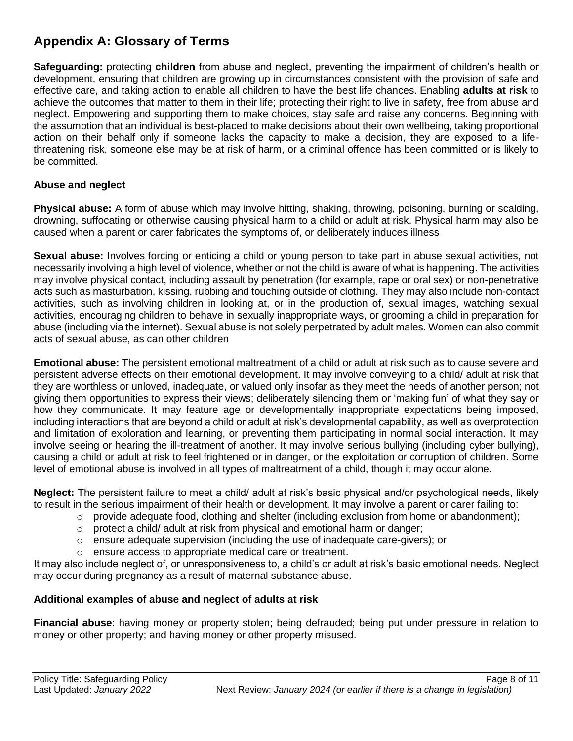## Appendix A: Glossary of Terms

**Safeguarding:** protecting **children** from abuse and neglect, preventing the impairment of children's health or development, ensuring that children are growing up in circumstances consistent with the provision of safe and effective care, and taking action to enable all children to have the best life chances. Enabling **adults at risk** to achieve the outcomes that matter to them in their life; protecting their right to live in safety, free from abuse and neglect. Empowering and supporting them to make choices, stay safe and raise any concerns. Beginning with the assumption that an individual is best-placed to make decisions about their own wellbeing, taking proportional action on their behalf only if someone lacks the capacity to make a decision, they are exposed to a life-threatening risk, someone else may be at risk of harm, or a criminal offence has been committed or is likely to be committed.

### Abuse and neglect

**Physical abuse:** A form of abuse which may involve hitting, shaking, throwing, poisoning, burning or scalding, drowning, suffocating or otherwise causing physical harm to a child or adult at risk. Physical harm may also be caused when a parent or carer fabricates the symptoms of, or deliberately induces illness

**Sexual abuse:** Involves forcing or enticing a child or young person to take part in abuse sexual activities, not necessarily involving a high level of violence, whether or not the child is aware of what is happening. The activities may involve physical contact, including assault by penetration (for example, rape or oral sex) or non-penetrative acts such as masturbation, kissing, rubbing and touching outside of clothing. They may also include non-contact activities, such as involving children in looking at, or in the production of, sexual images, watching sexual activities, encouraging children to behave in sexually inappropriate ways, or grooming a child in preparation for abuse (including via the internet). Sexual abuse is not solely perpetrated by adult males. Women can also commit acts of sexual abuse, as can other children

**Emotional abuse:** The persistent emotional maltreatment of a child or adult at risk such as to cause severe and persistent adverse effects on their emotional development. It may involve conveying to a child/ adult at risk that they are worthless or unloved, inadequate, or valued only insofar as they meet the needs of another person; not giving them opportunities to express their views; deliberately silencing them or 'making fun' of what they say or how they communicate. It may feature age or developmentally inappropriate expectations being imposed, including interactions that are beyond a child or adult at risk's developmental capability, as well as overprotection and limitation of exploration and learning, or preventing them participating in normal social interaction. It may involve seeing or hearing the ill-treatment of another. It may involve serious bullying (including cyber bullying), causing a child or adult at risk to feel frightened or in danger, or the exploitation or corruption of children. Some level of emotional abuse is involved in all types of maltreatment of a child, though it may occur alone.

**Neglect:** The persistent failure to meet a child/ adult at risk's basic physical and/or psychological needs, likely to result in the serious impairment of their health or development. It may involve a parent or carer failing to:

- provide adequate food, clothing and shelter (including exclusion from home or abandonment);
- protect a child/ adult at risk from physical and emotional harm or danger;
- ensure adequate supervision (including the use of inadequate care-givers); or
- ensure access to appropriate medical care or treatment.

It may also include neglect of, or unresponsiveness to, a child's or adult at risk's basic emotional needs. Neglect may occur during pregnancy as a result of maternal substance abuse.

### Additional examples of abuse and neglect of adults at risk

**Financial abuse**: having money or property stolen; being defrauded; being put under pressure in relation to money or other property; and having money or other property misused.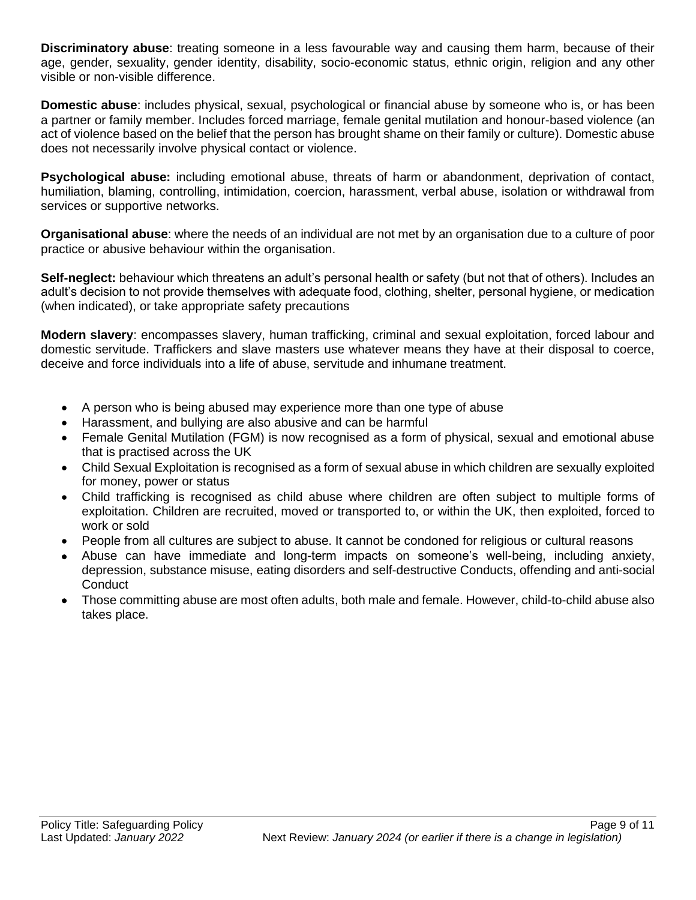**Discriminatory abuse**: treating someone in a less favourable way and causing them harm, because of their age, gender, sexuality, gender identity, disability, socio-economic status, ethnic origin, religion and any other visible or non-visible difference.

**Domestic abuse**: includes physical, sexual, psychological or financial abuse by someone who is, or has been a partner or family member. Includes forced marriage, female genital mutilation and honour-based violence (an act of violence based on the belief that the person has brought shame on their family or culture). Domestic abuse does not necessarily involve physical contact or violence.

**Psychological abuse:** including emotional abuse, threats of harm or abandonment, deprivation of contact, humiliation, blaming, controlling, intimidation, coercion, harassment, verbal abuse, isolation or withdrawal from services or supportive networks.

**Organisational abuse**: where the needs of an individual are not met by an organisation due to a culture of poor practice or abusive behaviour within the organisation.

**Self-neglect:** behaviour which threatens an adult's personal health or safety (but not that of others). Includes an adult's decision to not provide themselves with adequate food, clothing, shelter, personal hygiene, or medication (when indicated), or take appropriate safety precautions

**Modern slavery**: encompasses slavery, human trafficking, criminal and sexual exploitation, forced labour and domestic servitude. Traffickers and slave masters use whatever means they have at their disposal to coerce, deceive and force individuals into a life of abuse, servitude and inhumane treatment.

- A person who is being abused may experience more than one type of abuse
- Harassment, and bullying are also abusive and can be harmful
- Female Genital Mutilation (FGM) is now recognised as a form of physical, sexual and emotional abuse that is practised across the UK
- Child Sexual Exploitation is recognised as a form of sexual abuse in which children are sexually exploited for money, power or status
- Child trafficking is recognised as child abuse where children are often subject to multiple forms of exploitation. Children are recruited, moved or transported to, or within the UK, then exploited, forced to work or sold
- People from all cultures are subject to abuse. It cannot be condoned for religious or cultural reasons
- Abuse can have immediate and long-term impacts on someone's well-being, including anxiety, depression, substance misuse, eating disorders and self-destructive Conducts, offending and anti-social Conduct
- Those committing abuse are most often adults, both male and female. However, child-to-child abuse also takes place.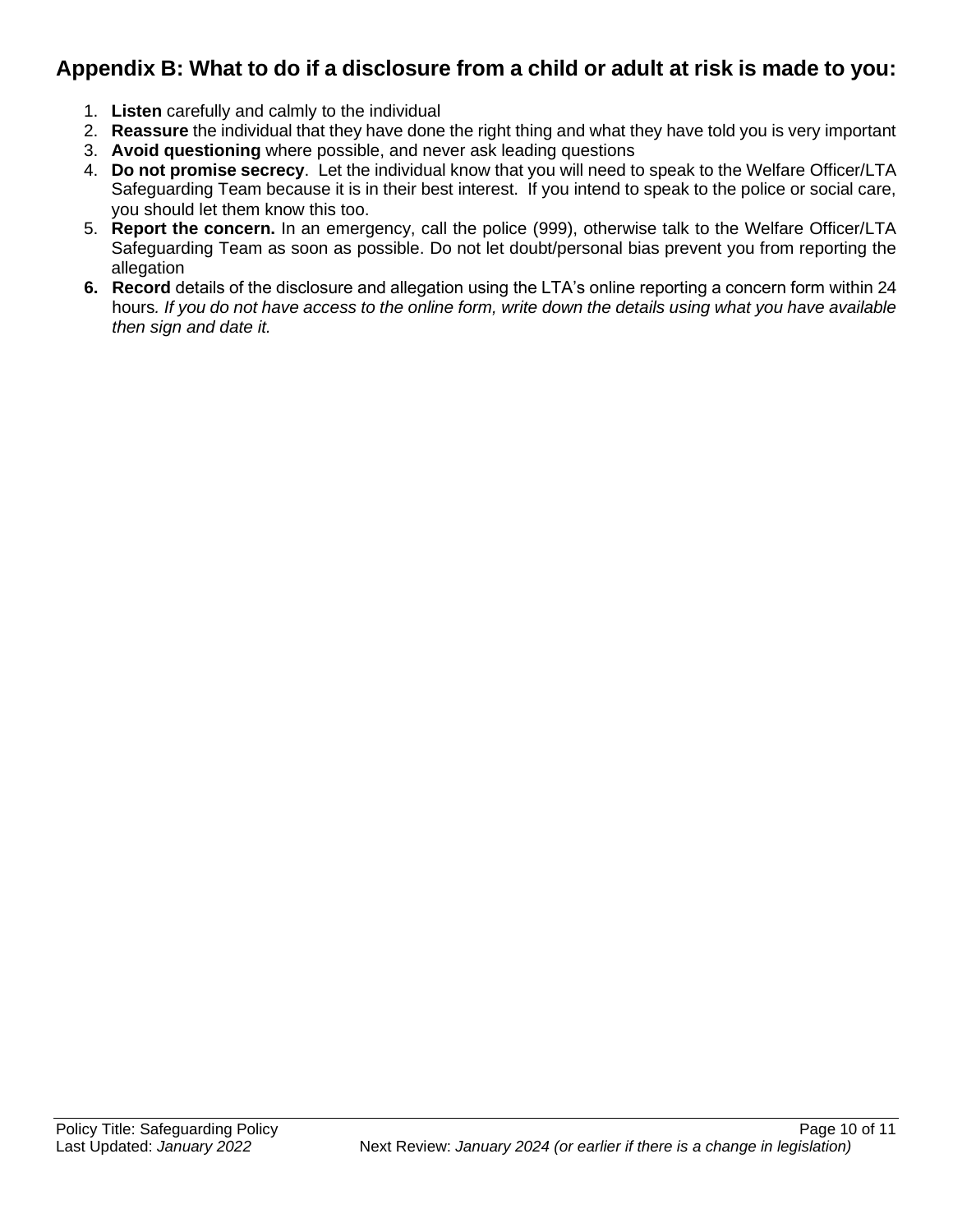## Appendix B: What to do if a disclosure from a child or adult at risk is made to you:

1. **Listen** carefully and calmly to the individual
2. **Reassure** the individual that they have done the right thing and what they have told you is very important
3. **Avoid questioning** where possible, and never ask leading questions
4. **Do not promise secrecy**. Let the individual know that you will need to speak to the Welfare Officer/LTA Safeguarding Team because it is in their best interest. If you intend to speak to the police or social care, you should let them know this too.
5. **Report the concern.** In an emergency, call the police (999), otherwise talk to the Welfare Officer/LTA Safeguarding Team as soon as possible. Do not let doubt/personal bias prevent you from reporting the allegation
6. **Record** details of the disclosure and allegation using the LTA's online reporting a concern form within 24 hours. *If you do not have access to the online form, write down the details using what you have available then sign and date it.*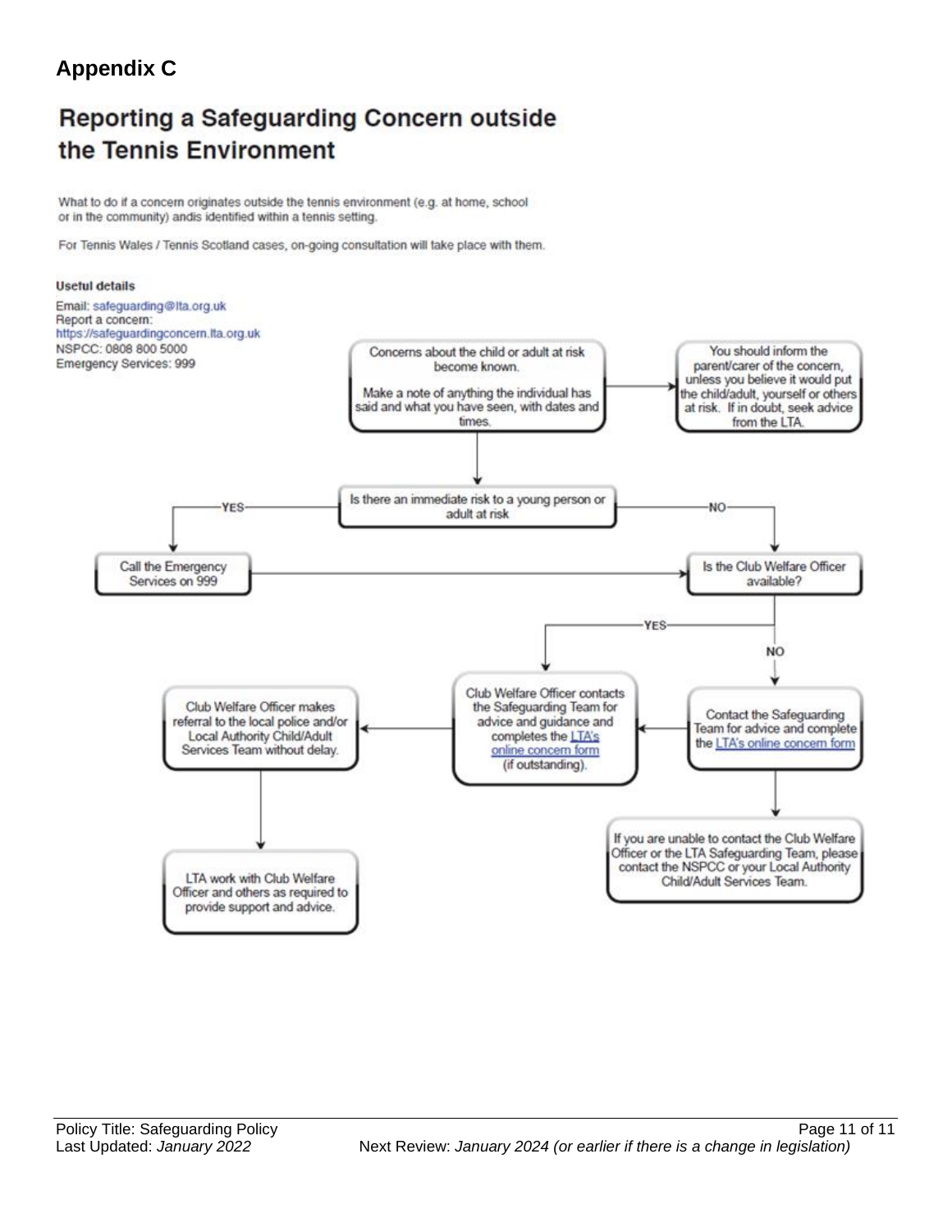## Appendix C

# Reporting a Safeguarding Concern outside the Tennis Environment

What to do if a concern originates outside the tennis environment (e.g. at home, school or in the community) andis identified within a tennis setting.

For Tennis Wales / Tennis Scotland cases, on-going consultation will take place with them.

**Useful details**

Email: safeguarding@lta.org.uk
Report a concern:
https://safeguardingconcern.lta.org.uk
NSPCC: 0808 800 5000
Emergency Services: 999

Concerns about the child or adult at risk become known.

Make a note of anything the individual has said and what you have seen, with dates and times.

You should inform the parent/carer of the concern, unless you believe it would put the child/adult, yourself or others at risk. If in doubt, seek advice from the LTA.

Is there an immediate risk to a young person or adult at risk

YES

NO

Call the Emergency Services on 999

Is the Club Welfare Officer available?

YES

NO

Club Welfare Officer contacts the Safeguarding Team for advice and guidance and completes the LTA's online concern form (if outstanding).

Contact the Safeguarding Team for advice and complete the LTA's online concern form

Club Welfare Officer makes referral to the local police and/or Local Authority Child/Adult Services Team without delay.

LTA work with Club Welfare Officer and others as required to provide support and advice.

If you are unable to contact the Club Welfare Officer or the LTA Safeguarding Team, please contact the NSPCC or your Local Authority Child/Adult Services Team.

Policy Title: Safeguarding Policy
Last Updated: *January 2022* Next Review: *January 2024 (or earlier if there is a change in legislation)*